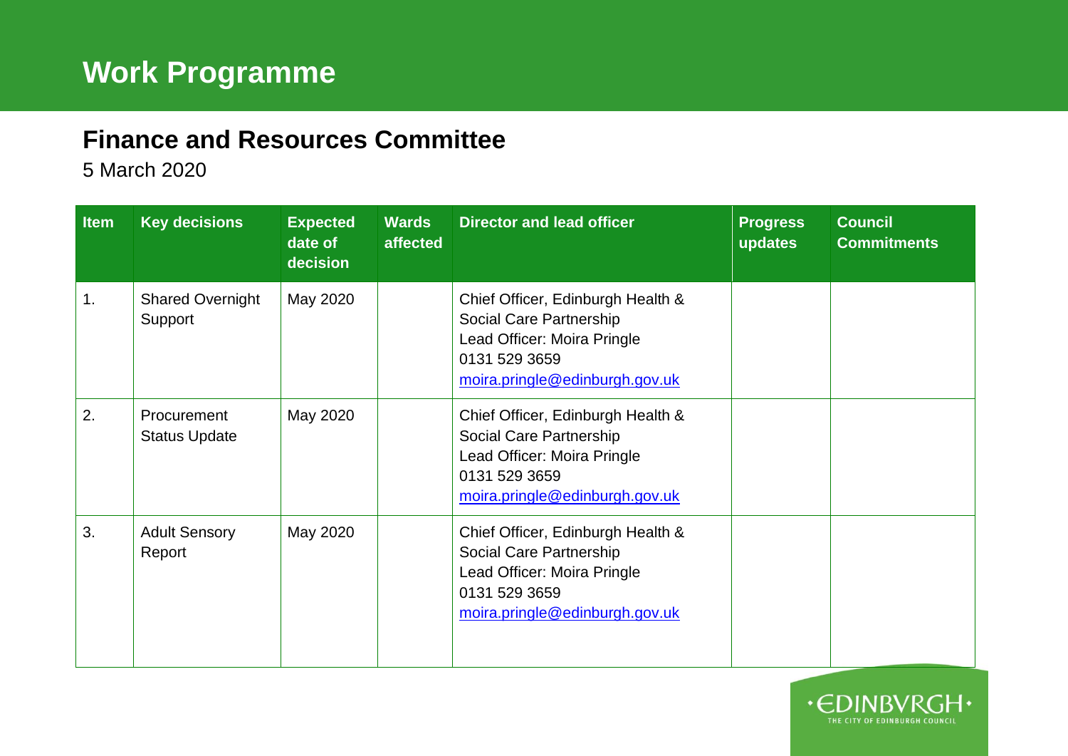# Work Programme

## Finance and Resources Committee

5 March 2020

| Item | Key decisions | Expected date of decision | Wards affected | Director and lead officer | Progress updates | Council Commitments |
| --- | --- | --- | --- | --- | --- | --- |
| 1. | Shared Overnight Support | May 2020 | | Chief Officer, Edinburgh Health & Social Care Partnership<br>Lead Officer: Moira Pringle<br>0131 529 3659<br>moira.pringle@edinburgh.gov.uk | | |
| 2. | Procurement Status Update | May 2020 | | Chief Officer, Edinburgh Health & Social Care Partnership<br>Lead Officer: Moira Pringle<br>0131 529 3659<br>moira.pringle@edinburgh.gov.uk | | |
| 3. | Adult Sensory Report | May 2020 | | Chief Officer, Edinburgh Health & Social Care Partnership<br>Lead Officer: Moira Pringle<br>0131 529 3659<br>moira.pringle@edinburgh.gov.uk | | |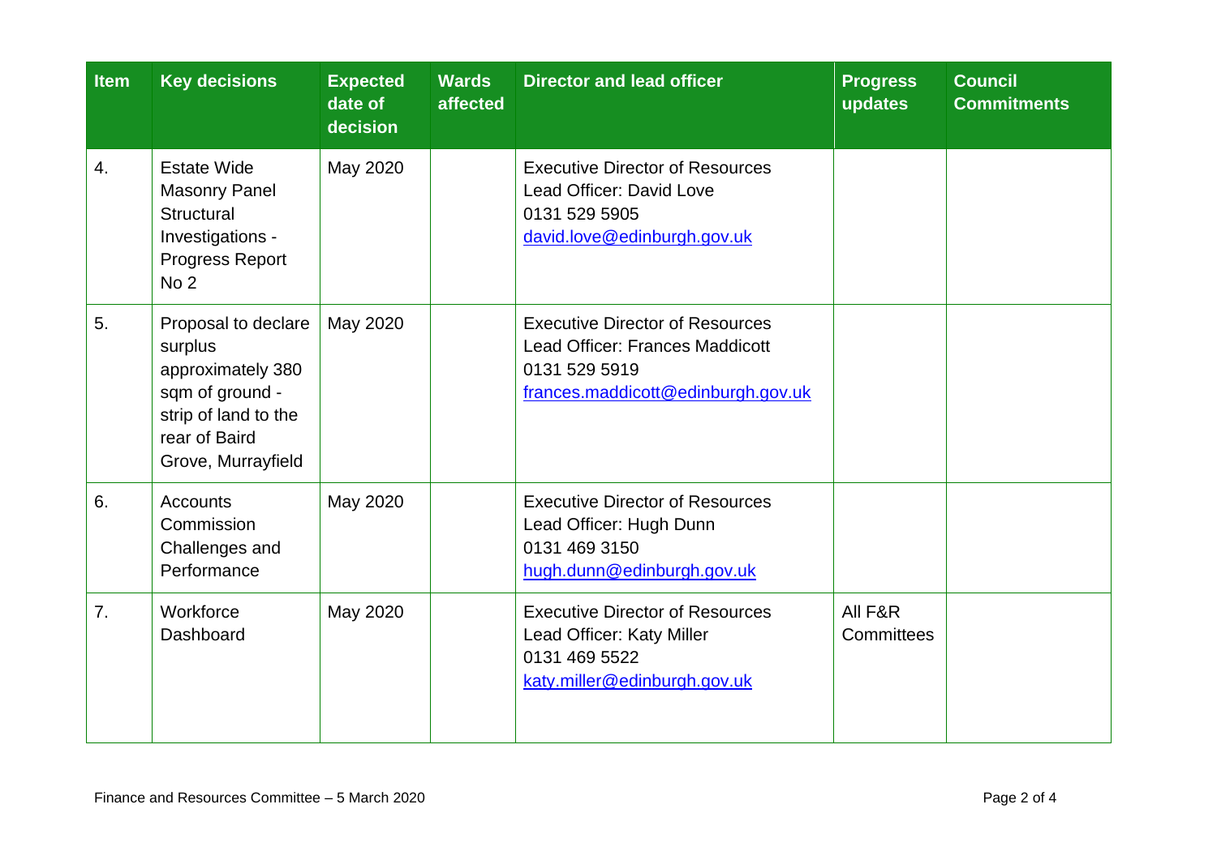| Item | Key decisions | Expected date of decision | Wards affected | Director and lead officer | Progress updates | Council Commitments |
|---|---|---|---|---|---|---|
| 4. | Estate Wide Masonry Panel Structural Investigations - Progress Report No 2 | May 2020 | | Executive Director of Resources<br>Lead Officer: David Love<br>0131 529 5905<br>david.love@edinburgh.gov.uk | | |
| 5. | Proposal to declare surplus approximately 380 sqm of ground - strip of land to the rear of Baird Grove, Murrayfield | May 2020 | | Executive Director of Resources<br>Lead Officer: Frances Maddicott<br>0131 529 5919<br>frances.maddicott@edinburgh.gov.uk | | |
| 6. | Accounts Commission Challenges and Performance | May 2020 | | Executive Director of Resources<br>Lead Officer: Hugh Dunn<br>0131 469 3150<br>hugh.dunn@edinburgh.gov.uk | | |
| 7. | Workforce Dashboard | May 2020 | | Executive Director of Resources<br>Lead Officer: Katy Miller<br>0131 469 5522<br>katy.miller@edinburgh.gov.uk | All F&R Committees | |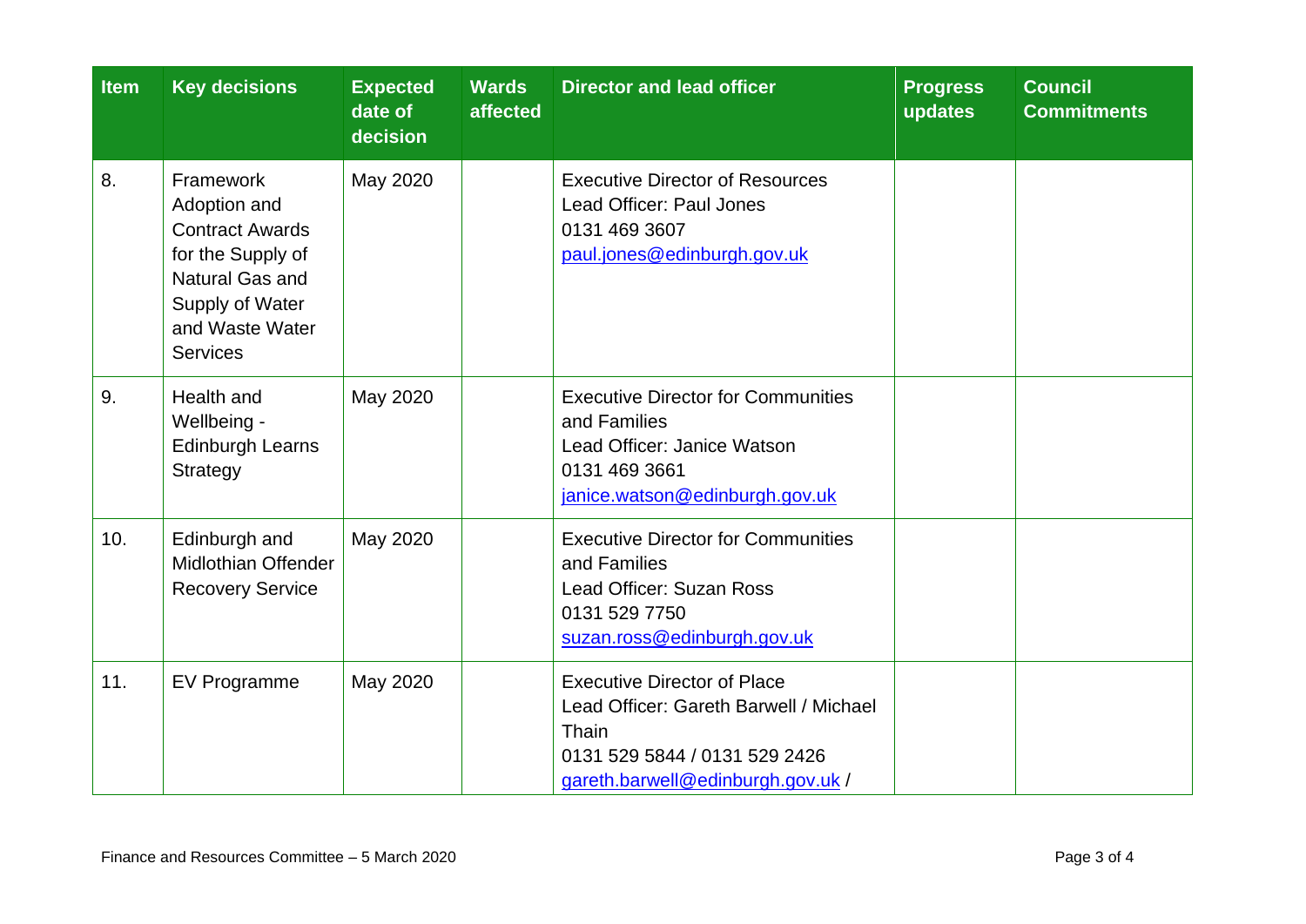| Item | Key decisions | Expected date of decision | Wards affected | Director and lead officer | Progress updates | Council Commitments |
|---|---|---|---|---|---|---|
| 8. | Framework Adoption and Contract Awards for the Supply of Natural Gas and Supply of Water and Waste Water Services | May 2020 | | Executive Director of Resources<br>Lead Officer: Paul Jones<br>0131 469 3607<br>paul.jones@edinburgh.gov.uk | | |
| 9. | Health and Wellbeing - Edinburgh Learns Strategy | May 2020 | | Executive Director for Communities and Families<br>Lead Officer: Janice Watson<br>0131 469 3661<br>janice.watson@edinburgh.gov.uk | | |
| 10. | Edinburgh and Midlothian Offender Recovery Service | May 2020 | | Executive Director for Communities and Families<br>Lead Officer: Suzan Ross<br>0131 529 7750<br>suzan.ross@edinburgh.gov.uk | | |
| 11. | EV Programme | May 2020 | | Executive Director of Place<br>Lead Officer: Gareth Barwell / Michael Thain<br>0131 529 5844 / 0131 529 2426<br>gareth.barwell@edinburgh.gov.uk / | | |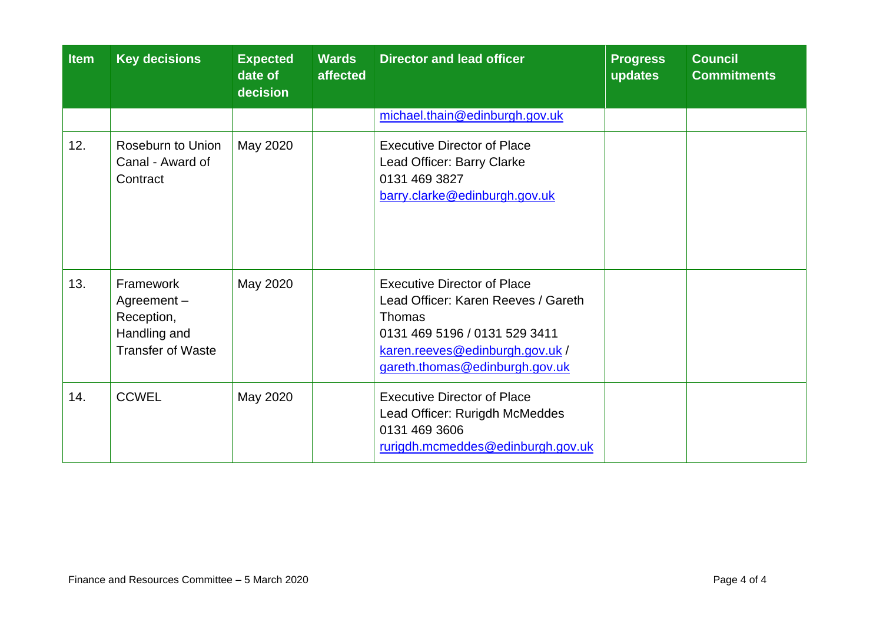| Item | Key decisions | Expected date of decision | Wards affected | Director and lead officer | Progress updates | Council Commitments |
|---|---|---|---|---|---|---|
| | | | | michael.thain@edinburgh.gov.uk | | |
| 12. | Roseburn to Union Canal - Award of Contract | May 2020 | | Executive Director of Place<br>Lead Officer: Barry Clarke<br>0131 469 3827<br>barry.clarke@edinburgh.gov.uk | | |
| 13. | Framework Agreement – Reception, Handling and Transfer of Waste | May 2020 | | Executive Director of Place<br>Lead Officer: Karen Reeves / Gareth Thomas<br>0131 469 5196 / 0131 529 3411<br>karen.reeves@edinburgh.gov.uk / gareth.thomas@edinburgh.gov.uk | | |
| 14. | CCWEL | May 2020 | | Executive Director of Place<br>Lead Officer: Rurigdh McMeddes<br>0131 469 3606<br>rurigdh.mcmeddes@edinburgh.gov.uk | | |